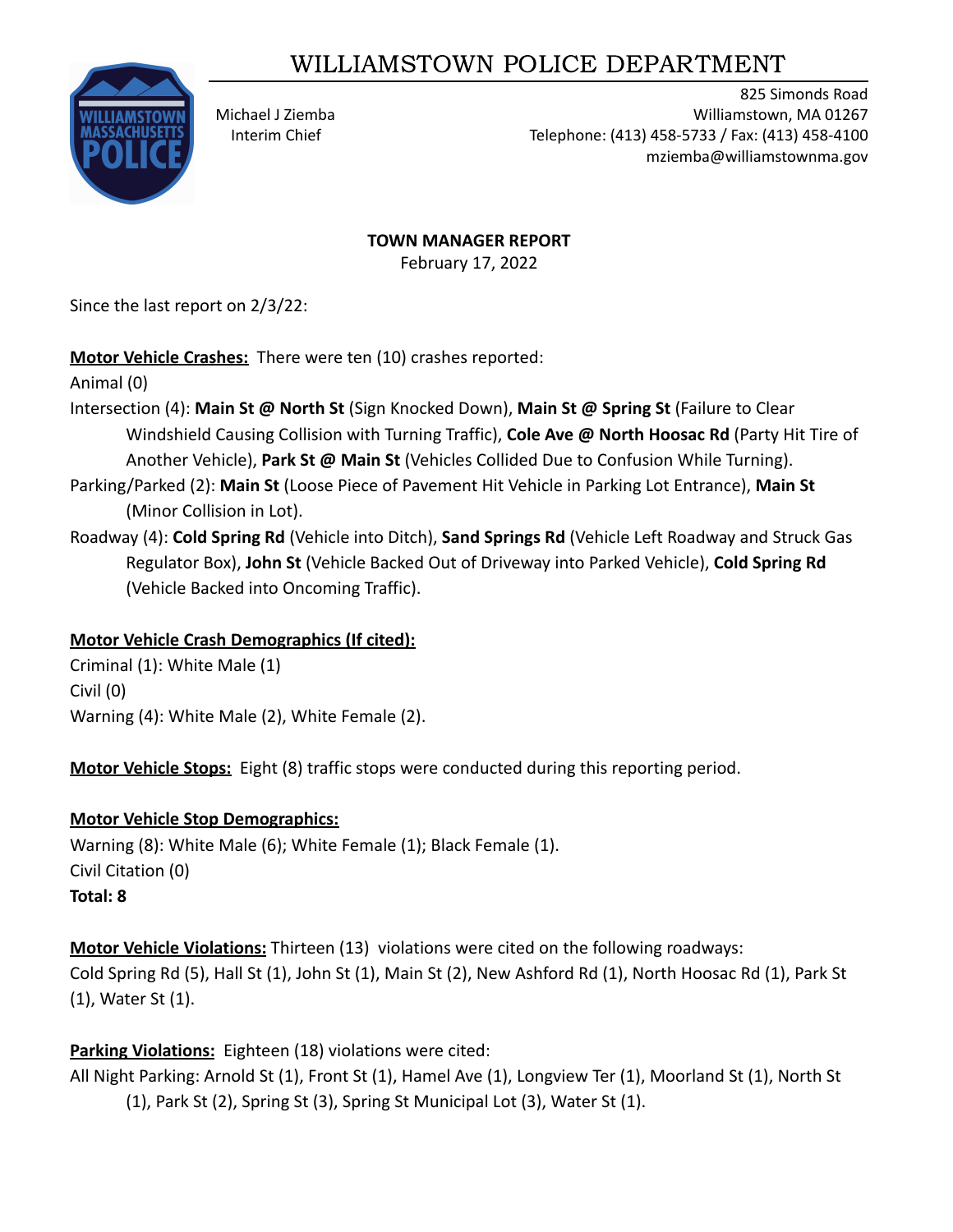# WILLIAMSTOWN POLICE DEPARTMENT

Michael J Ziemba
Interim Chief

825 Simonds Road
Williamstown, MA 01267
Telephone: (413) 458-5733 / Fax: (413) 458-4100
mziemba@williamstownma.gov

**TOWN MANAGER REPORT**
February 17, 2022

Since the last report on 2/3/22:

**Motor Vehicle Crashes:** There were ten (10) crashes reported:

Animal (0)

Intersection (4): **Main St @ North St** (Sign Knocked Down), **Main St @ Spring St** (Failure to Clear Windshield Causing Collision with Turning Traffic), **Cole Ave @ North Hoosac Rd** (Party Hit Tire of Another Vehicle), **Park St @ Main St** (Vehicles Collided Due to Confusion While Turning).

Parking/Parked (2): **Main St** (Loose Piece of Pavement Hit Vehicle in Parking Lot Entrance), **Main St** (Minor Collision in Lot).

Roadway (4): **Cold Spring Rd** (Vehicle into Ditch), **Sand Springs Rd** (Vehicle Left Roadway and Struck Gas Regulator Box), **John St** (Vehicle Backed Out of Driveway into Parked Vehicle), **Cold Spring Rd** (Vehicle Backed into Oncoming Traffic).

**Motor Vehicle Crash Demographics (If cited):**

Criminal (1): White Male (1)

Civil (0)

Warning (4): White Male (2), White Female (2).

**Motor Vehicle Stops:** Eight (8) traffic stops were conducted during this reporting period.

**Motor Vehicle Stop Demographics:**

Warning (8): White Male (6); White Female (1); Black Female (1).

Civil Citation (0)

**Total: 8**

**Motor Vehicle Violations:** Thirteen (13) violations were cited on the following roadways: Cold Spring Rd (5), Hall St (1), John St (1), Main St (2), New Ashford Rd (1), North Hoosac Rd (1), Park St (1), Water St (1).

**Parking Violations:** Eighteen (18) violations were cited:

All Night Parking: Arnold St (1), Front St (1), Hamel Ave (1), Longview Ter (1), Moorland St (1), North St (1), Park St (2), Spring St (3), Spring St Municipal Lot (3), Water St (1).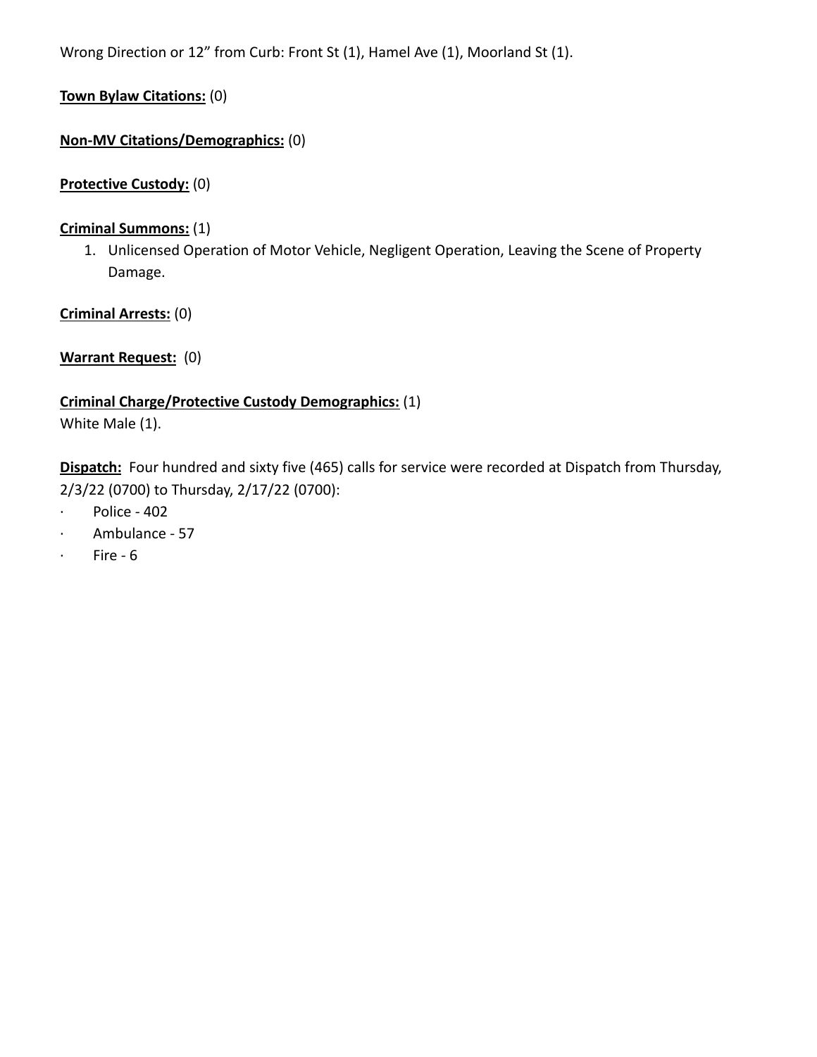Wrong Direction or 12” from Curb: Front St (1), Hamel Ave (1), Moorland St (1).

**Town Bylaw Citations:** (0)

**Non-MV Citations/Demographics:** (0)

**Protective Custody:** (0)

**Criminal Summons:** (1)

1. Unlicensed Operation of Motor Vehicle, Negligent Operation, Leaving the Scene of Property Damage.

**Criminal Arrests:** (0)

**Warrant Request:** (0)

**Criminal Charge/Protective Custody Demographics:** (1)
White Male (1).

**Dispatch:** Four hundred and sixty five (465) calls for service were recorded at Dispatch from Thursday, 2/3/22 (0700) to Thursday, 2/17/22 (0700):

- Police - 402
- Ambulance - 57
- Fire - 6